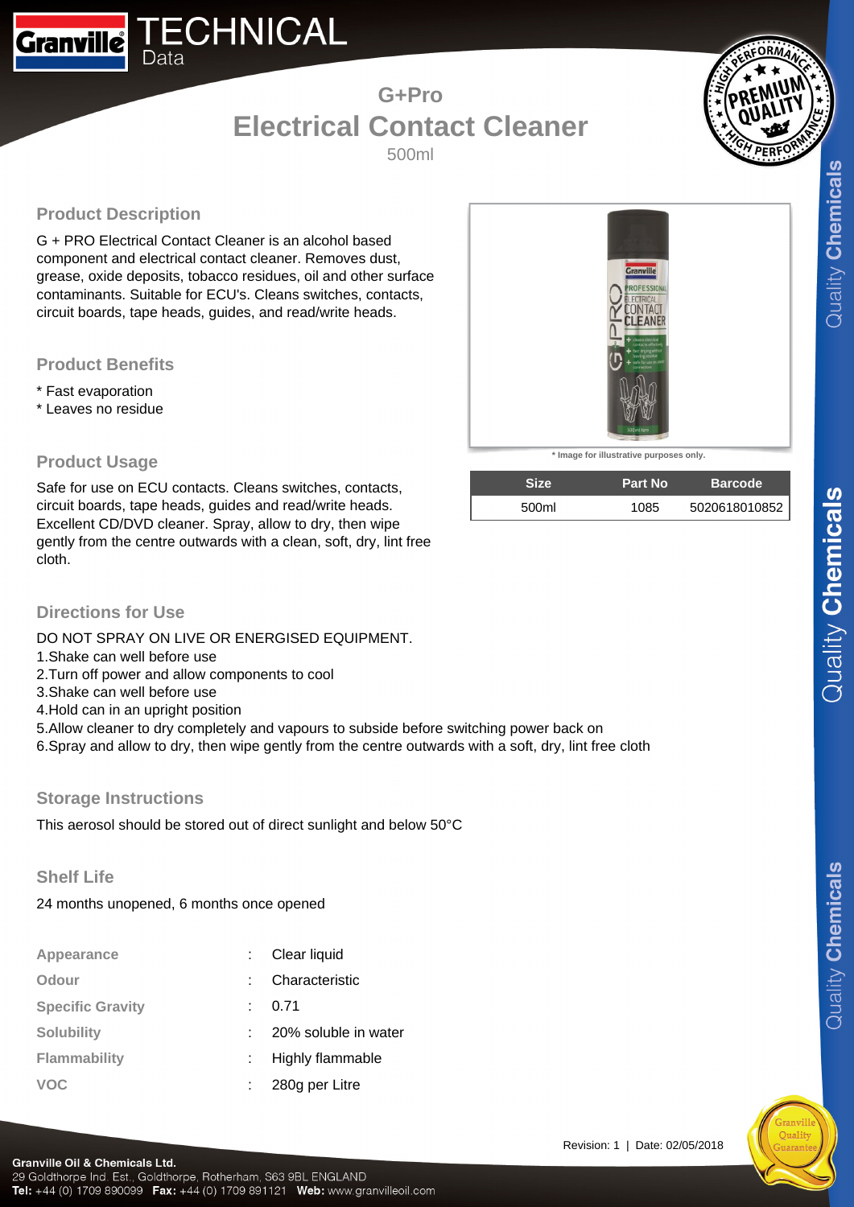# TECHNICAL Data

## G+Pro
# Electrical Contact Cleaner
500ml

## Product Description

G + PRO Electrical Contact Cleaner is an alcohol based component and electrical contact cleaner. Removes dust, grease, oxide deposits, tobacco residues, oil and other surface contaminants. Suitable for ECU's. Cleans switches, contacts, circuit boards, tape heads, guides, and read/write heads.

* Image for illustrative purposes only.

| Size | Part No | Barcode |
|---|---|---|
| 500ml | 1085 | 5020618010852 |

## Product Benefits

* Fast evaporation
* Leaves no residue

## Product Usage

Safe for use on ECU contacts. Cleans switches, contacts, circuit boards, tape heads, guides and read/write heads. Excellent CD/DVD cleaner. Spray, allow to dry, then wipe gently from the centre outwards with a clean, soft, dry, lint free cloth.

## Directions for Use

DO NOT SPRAY ON LIVE OR ENERGISED EQUIPMENT.

1.Shake can well before use
2.Turn off power and allow components to cool
3.Shake can well before use
4.Hold can in an upright position
5.Allow cleaner to dry completely and vapours to subside before switching power back on
6.Spray and allow to dry, then wipe gently from the centre outwards with a soft, dry, lint free cloth

## Storage Instructions

This aerosol should be stored out of direct sunlight and below 50°C

## Shelf Life

24 months unopened, 6 months once opened

| | | |
|---|---|---|
| Appearance | : | Clear liquid |
| Odour | : | Characteristic |
| Specific Gravity | : | 0.71 |
| Solubility | : | 20% soluble in water |
| Flammability | : | Highly flammable |
| VOC | : | 280g per Litre |

Revision: 1 | Date: 02/05/2018

**Granville Oil & Chemicals Ltd.**
29 Goldthorpe Ind. Est., Goldthorpe, Rotherham, S63 9BL ENGLAND
**Tel:** +44 (0) 1709 890099 **Fax:** +44 (0) 1709 891121 **Web:** www.granvilleoil.com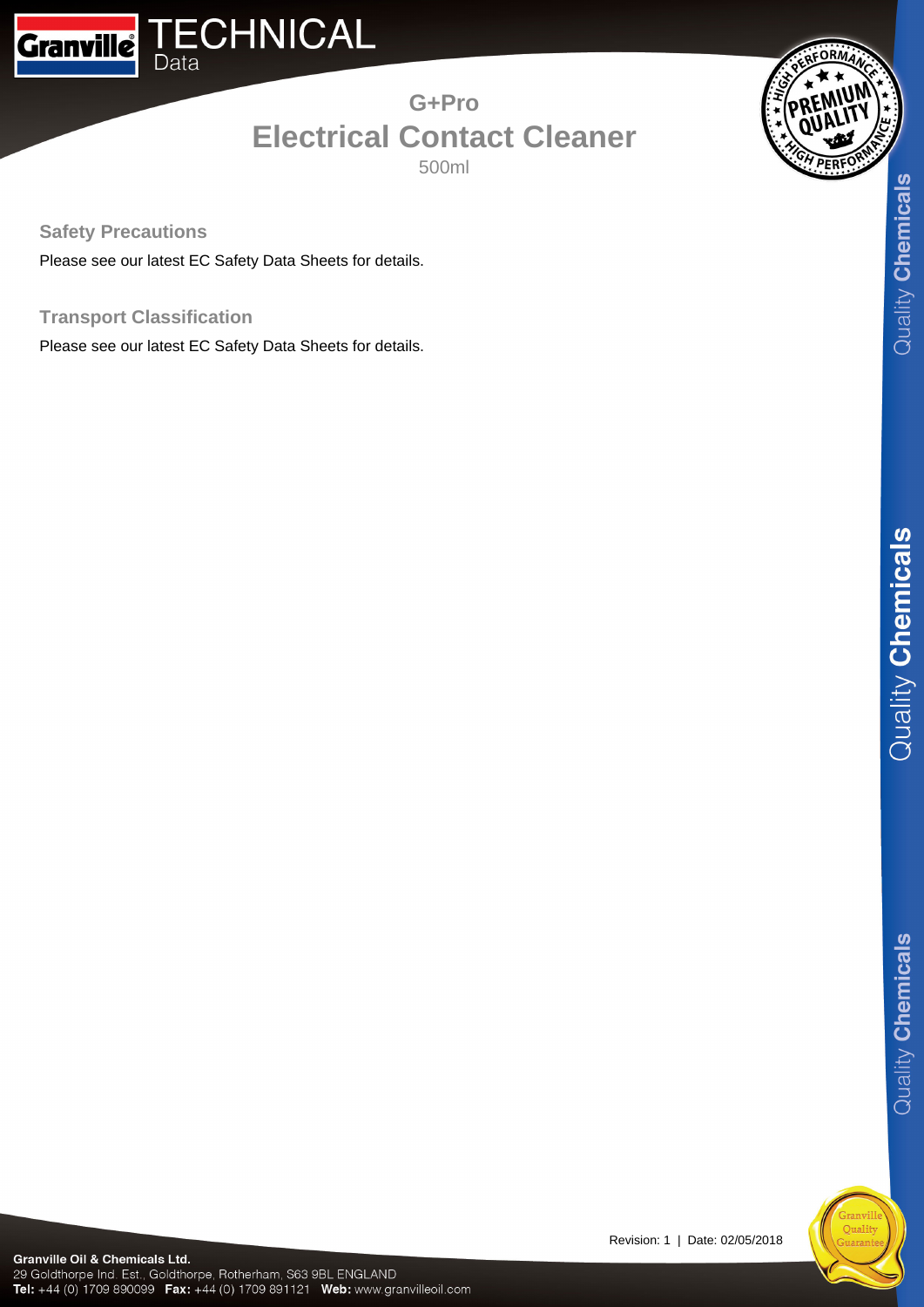## G+Pro

# Electrical Contact Cleaner

500ml

### Safety Precautions

Please see our latest EC Safety Data Sheets for details.

### Transport Classification

Please see our latest EC Safety Data Sheets for details.

Revision: 1 | Date: 02/05/2018

**Granville Oil & Chemicals Ltd.**
29 Goldthorpe Ind. Est., Goldthorpe, Rotherham, S63 9BL ENGLAND
**Tel:** +44 (0) 1709 890099 **Fax:** +44 (0) 1709 891121 **Web:** www.granvilleoil.com